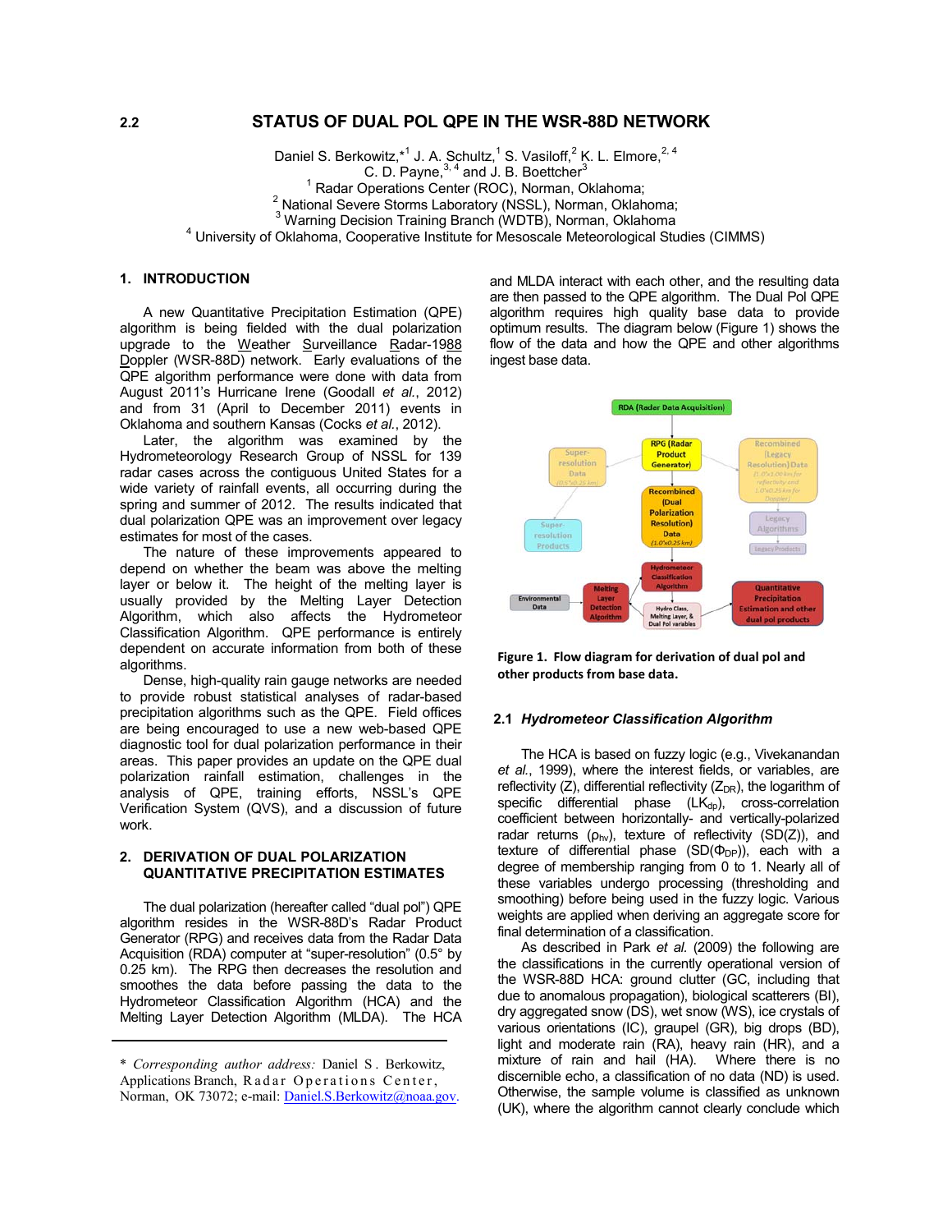# 2.2 STATUS OF DUAL POL QPE IN THE WSR-88D NETWORK

Daniel S. Berkowitz,*[1] J. A. Schultz,[1] S. Vasiloff,[2] K. L. Elmore,[2, 4]
C. D. Payne,[3, 4] and J. B. Boettcher[3]

[1] Radar Operations Center (ROC), Norman, Oklahoma;
[2] National Severe Storms Laboratory (NSSL), Norman, Oklahoma;
[3] Warning Decision Training Branch (WDTB), Norman, Oklahoma
[4] University of Oklahoma, Cooperative Institute for Mesoscale Meteorological Studies (CIMMS)

## 1. INTRODUCTION

A new Quantitative Precipitation Estimation (QPE) algorithm is being fielded with the dual polarization upgrade to the Weather Surveillance Radar-1988 Doppler (WSR-88D) network. Early evaluations of the QPE algorithm performance were done with data from August 2011's Hurricane Irene (Goodall *et al.*, 2012) and from 31 (April to December 2011) events in Oklahoma and southern Kansas (Cocks *et al.*, 2012).

Later, the algorithm was examined by the Hydrometeorology Research Group of NSSL for 139 radar cases across the contiguous United States for a wide variety of rainfall events, all occurring during the spring and summer of 2012. The results indicated that dual polarization QPE was an improvement over legacy estimates for most of the cases.

The nature of these improvements appeared to depend on whether the beam was above the melting layer or below it. The height of the melting layer is usually provided by the Melting Layer Detection Algorithm, which also affects the Hydrometeor Classification Algorithm. QPE performance is entirely dependent on accurate information from both of these algorithms.

Dense, high-quality rain gauge networks are needed to provide robust statistical analyses of radar-based precipitation algorithms such as the QPE. Field offices are being encouraged to use a new web-based QPE diagnostic tool for dual polarization performance in their areas. This paper provides an update on the QPE dual polarization rainfall estimation, challenges in the analysis of QPE, training efforts, NSSL's QPE Verification System (QVS), and a discussion of future work.

## 2. DERIVATION OF DUAL POLARIZATION QUANTITATIVE PRECIPITATION ESTIMATES

The dual polarization (hereafter called "dual pol") QPE algorithm resides in the WSR-88D's Radar Product Generator (RPG) and receives data from the Radar Data Acquisition (RDA) computer at "super-resolution" (0.5° by 0.25 km). The RPG then decreases the resolution and smoothes the data before passing the data to the Hydrometeor Classification Algorithm (HCA) and the Melting Layer Detection Algorithm (MLDA). The HCA and MLDA interact with each other, and the resulting data are then passed to the QPE algorithm. The Dual Pol QPE algorithm requires high quality base data to provide optimum results. The diagram below (Figure 1) shows the flow of the data and how the QPE and other algorithms ingest base data.

RDA (Radar Data Acquisition)
RPG (Radar Product Generator)
Super-resolution Data (0.5°x0.25 km)
Super-resolution Products
Recombined (Legacy Resolution) Data (1.0°x1.0 km for reflectivity and 1.0°x0.25 km for Doppler)
Legacy Algorithms
Legacy Products
Recombined (Dual Polarization Resolution) Data (1.0°x0.25 km)
Hydrometeor Classification Algorithm
Environmental Data
Melting Layer Detection Algorithm
Hydro Class, Melting Layer, & Dual Pol variables
Quantitative Precipitation Estimation and other dual pol products

**Figure 1. Flow diagram for derivation of dual pol and other products from base data.**

### 2.1 *Hydrometeor Classification Algorithm*

The HCA is based on fuzzy logic (e.g., Vivekanandan *et al.*, 1999), where the interest fields, or variables, are reflectivity (Z), differential reflectivity ($Z_{DR}$), the logarithm of specific differential phase ($LK_{dp}$), cross-correlation coefficient between horizontally- and vertically-polarized radar returns ($\rho_{hv}$), texture of reflectivity (SD(Z)), and texture of differential phase (SD($\Phi_{DP}$)), each with a degree of membership ranging from 0 to 1. Nearly all of these variables undergo processing (thresholding and smoothing) before being used in the fuzzy logic. Various weights are applied when deriving an aggregate score for final determination of a classification.

As described in Park *et al.* (2009) the following are the classifications in the currently operational version of the WSR-88D HCA: ground clutter (GC, including that due to anomalous propagation), biological scatterers (BI), dry aggregated snow (DS), wet snow (WS), ice crystals of various orientations (IC), graupel (GR), big drops (BD), light and moderate rain (RA), heavy rain (HR), and a mixture of rain and hail (HA). Where there is no discernible echo, a classification of no data (ND) is used. Otherwise, the sample volume is classified as unknown (UK), where the algorithm cannot clearly conclude which

---

\* *Corresponding author address:* Daniel S. Berkowitz, Applications Branch, Radar Operations Center, Norman, OK 73072; e-mail: Daniel.S.Berkowitz@noaa.gov.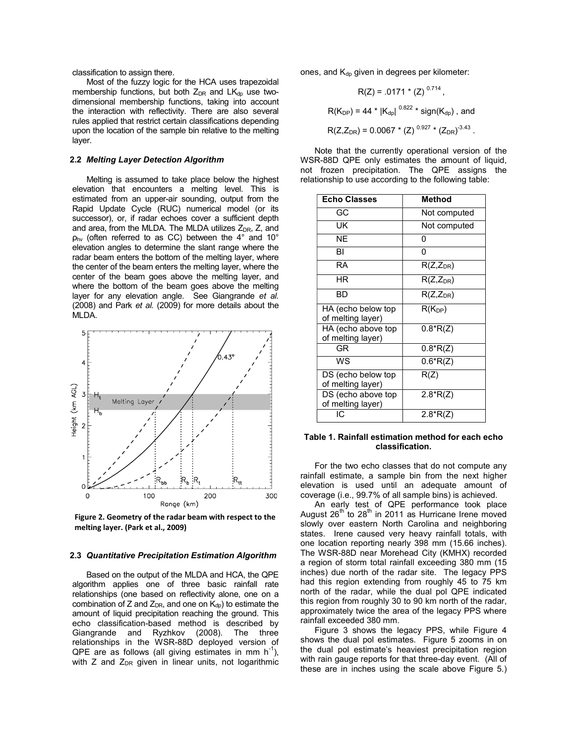classification to assign there.

Most of the fuzzy logic for the HCA uses trapezoidal membership functions, but both $Z_{DR}$ and $LK_{dp}$ use two-dimensional membership functions, taking into account the interaction with reflectivity. There are also several rules applied that restrict certain classifications depending upon the location of the sample bin relative to the melting layer.

### 2.2 *Melting Layer Detection Algorithm*

Melting is assumed to take place below the highest elevation that encounters a melting level. This is estimated from an upper-air sounding, output from the Rapid Update Cycle (RUC) numerical model (or its successor), or, if radar echoes cover a sufficient depth and area, from the MLDA. The MLDA utilizes $Z_{DR}$, Z, and $\rho_{hv}$ (often referred to as CC) between the 4° and 10° elevation angles to determine the slant range where the radar beam enters the bottom of the melting layer, where the center of the beam enters the melting layer, where the center of the beam goes above the melting layer, and where the bottom of the beam goes above the melting layer for any elevation angle. See Giangrande *et al.* (2008) and Park *et al.* (2009) for more details about the MLDA.

**Figure 2. Geometry of the radar beam with respect to the melting layer. (Park et al., 2009)**

### 2.3 *Quantitative Precipitation Estimation Algorithm*

Based on the output of the MLDA and HCA, the QPE algorithm applies one of three basic rainfall rate relationships (one based on reflectivity alone, one on a combination of Z and $Z_{DR}$, and one on $K_{dp}$) to estimate the amount of liquid precipitation reaching the ground. This echo classification-based method is described by Giangrande and Ryzhkov (2008). The three relationships in the WSR-88D deployed version of QPE are as follows (all giving estimates in mm $h^{-1}$), with Z and $Z_{DR}$ given in linear units, not logarithmic ones, and $K_{dp}$ given in degrees per kilometer:

$$R(Z) = .0171 * (Z)^{0.714},$$

$$R(K_{DP}) = 44 * |K_{dp}|^{0.822} * \text{sign}(K_{dp}), \text{ and}$$

$$R(Z,Z_{DR}) = 0.0067 * (Z)^{0.927} * (Z_{DR})^{-3.43}.$$

Note that the currently operational version of the WSR-88D QPE only estimates the amount of liquid, not frozen precipitation. The QPE assigns the relationship to use according to the following table:

| Echo Classes | Method |
|---|---|
| GC | Not computed |
| UK | Not computed |
| NE | 0 |
| BI | 0 |
| RA | $R(Z,Z_{DR})$ |
| HR | $R(Z,Z_{DR})$ |
| BD | $R(Z,Z_{DR})$ |
| HA (echo below top of melting layer) | $R(K_{DP})$ |
| HA (echo above top of melting layer) | $0.8*R(Z)$ |
| GR | $0.8*R(Z)$ |
| WS | $0.6*R(Z)$ |
| DS (echo below top of melting layer) | $R(Z)$ |
| DS (echo above top of melting layer) | $2.8*R(Z)$ |
| IC | $2.8*R(Z)$ |

**Table 1. Rainfall estimation method for each echo classification.**

For the two echo classes that do not compute any rainfall estimate, a sample bin from the next higher elevation is used until an adequate amount of coverage (i.e., 99.7% of all sample bins) is achieved.

An early test of QPE performance took place August 26th to 28th in 2011 as Hurricane Irene moved slowly over eastern North Carolina and neighboring states. Irene caused very heavy rainfall totals, with one location reporting nearly 398 mm (15.66 inches). The WSR-88D near Morehead City (KMHX) recorded a region of storm total rainfall exceeding 380 mm (15 inches) due north of the radar site. The legacy PPS had this region extending from roughly 45 to 75 km north of the radar, while the dual pol QPE indicated this region from roughly 30 to 90 km north of the radar, approximately twice the area of the legacy PPS where rainfall exceeded 380 mm.

Figure 3 shows the legacy PPS, while Figure 4 shows the dual pol estimates. Figure 5 zooms in on the dual pol estimate's heaviest precipitation region with rain gauge reports for that three-day event. (All of these are in inches using the scale above Figure 5.)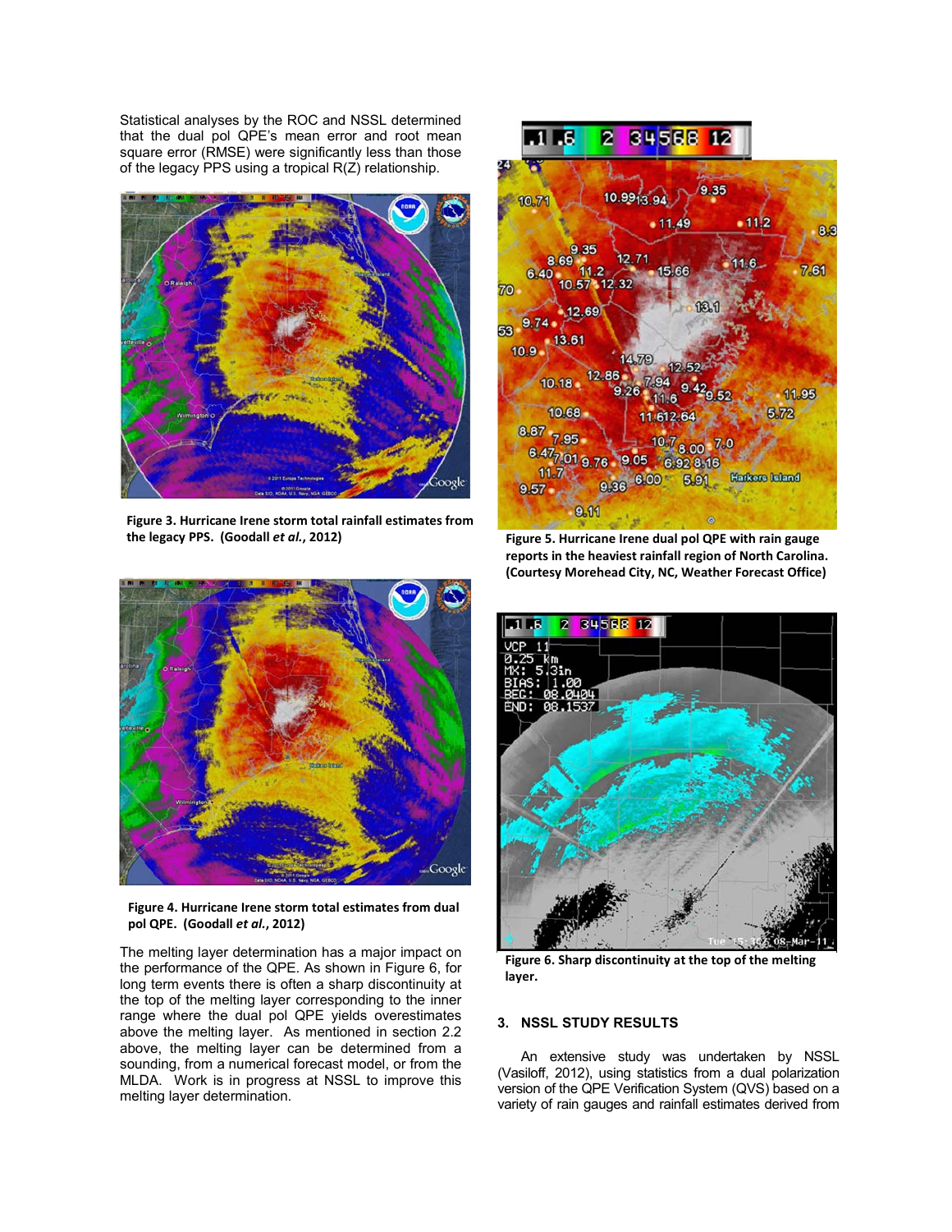Statistical analyses by the ROC and NSSL determined that the dual pol QPE's mean error and root mean square error (RMSE) were significantly less than those of the legacy PPS using a tropical R(Z) relationship.

**Figure 3. Hurricane Irene storm total rainfall estimates from the legacy PPS. (Goodall *et al.*, 2012)**

**Figure 4. Hurricane Irene storm total estimates from dual pol QPE. (Goodall *et al.*, 2012)**

The melting layer determination has a major impact on the performance of the QPE. As shown in Figure 6, for long term events there is often a sharp discontinuity at the top of the melting layer corresponding to the inner range where the dual pol QPE yields overestimates above the melting layer. As mentioned in section 2.2 above, the melting layer can be determined from a sounding, from a numerical forecast model, or from the MLDA. Work is in progress at NSSL to improve this melting layer determination.

**Figure 5. Hurricane Irene dual pol QPE with rain gauge reports in the heaviest rainfall region of North Carolina. (Courtesy Morehead City, NC, Weather Forecast Office)**

**Figure 6. Sharp discontinuity at the top of the melting layer.**

## 3. NSSL STUDY RESULTS

An extensive study was undertaken by NSSL (Vasiloff, 2012), using statistics from a dual polarization version of the QPE Verification System (QVS) based on a variety of rain gauges and rainfall estimates derived from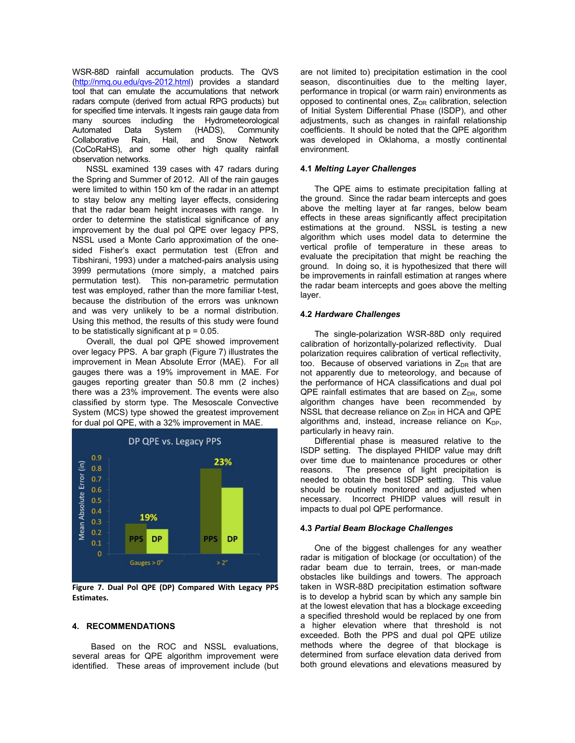WSR-88D rainfall accumulation products. The QVS (http://nmq.ou.edu/qvs-2012.html) provides a standard tool that can emulate the accumulations that network radars compute (derived from actual RPG products) but for specified time intervals. It ingests rain gauge data from many sources including the Hydrometeorological Automated Data System (HADS), Community Collaborative Rain, Hail, and Snow Network (CoCoRaHS), and some other high quality rainfall observation networks.

NSSL examined 139 cases with 47 radars during the Spring and Summer of 2012. All of the rain gauges were limited to within 150 km of the radar in an attempt to stay below any melting layer effects, considering that the radar beam height increases with range. In order to determine the statistical significance of any improvement by the dual pol QPE over legacy PPS, NSSL used a Monte Carlo approximation of the one-sided Fisher's exact permutation test (Efron and Tibshirani, 1993) under a matched-pairs analysis using 3999 permutations (more simply, a matched pairs permutation test). This non-parametric permutation test was employed, rather than the more familiar t-test, because the distribution of the errors was unknown and was very unlikely to be a normal distribution. Using this method, the results of this study were found to be statistically significant at p = 0.05.

Overall, the dual pol QPE showed improvement over legacy PPS. A bar graph (Figure 7) illustrates the improvement in Mean Absolute Error (MAE). For all gauges there was a 19% improvement in MAE. For gauges reporting greater than 50.8 mm (2 inches) there was a 23% improvement. The events were also classified by storm type. The Mesoscale Convective System (MCS) type showed the greatest improvement for dual pol QPE, with a 32% improvement in MAE.

**Figure 7. Dual Pol QPE (DP) Compared With Legacy PPS Estimates.**

## 4. RECOMMENDATIONS

Based on the ROC and NSSL evaluations, several areas for QPE algorithm improvement were identified. These areas of improvement include (but are not limited to) precipitation estimation in the cool season, discontinuities due to the melting layer, performance in tropical (or warm rain) environments as opposed to continental ones, $Z_{DR}$ calibration, selection of Initial System Differential Phase (ISDP), and other adjustments, such as changes in rainfall relationship coefficients. It should be noted that the QPE algorithm was developed in Oklahoma, a mostly continental environment.

### 4.1 *Melting Layer Challenges*

The QPE aims to estimate precipitation falling at the ground. Since the radar beam intercepts and goes above the melting layer at far ranges, below beam effects in these areas significantly affect precipitation estimations at the ground. NSSL is testing a new algorithm which uses model data to determine the vertical profile of temperature in these areas to evaluate the precipitation that might be reaching the ground. In doing so, it is hypothesized that there will be improvements in rainfall estimation at ranges where the radar beam intercepts and goes above the melting layer.

### 4.2 *Hardware Challenges*

The single-polarization WSR-88D only required calibration of horizontally-polarized reflectivity. Dual polarization requires calibration of vertical reflectivity, too. Because of observed variations in $Z_{DR}$ that are not apparently due to meteorology, and because of the performance of HCA classifications and dual pol QPE rainfall estimates that are based on $Z_{DR}$, some algorithm changes have been recommended by NSSL that decrease reliance on $Z_{DR}$ in HCA and QPE algorithms and, instead, increase reliance on $K_{DP}$, particularly in heavy rain.

Differential phase is measured relative to the ISDP setting. The displayed PHIDP value may drift over time due to maintenance procedures or other reasons. The presence of light precipitation is needed to obtain the best ISDP setting. This value should be routinely monitored and adjusted when necessary. Incorrect PHIDP values will result in impacts to dual pol QPE performance.

### 4.3 *Partial Beam Blockage Challenges*

One of the biggest challenges for any weather radar is mitigation of blockage (or occultation) of the radar beam due to terrain, trees, or man-made obstacles like buildings and towers. The approach taken in WSR-88D precipitation estimation software is to develop a hybrid scan by which any sample bin at the lowest elevation that has a blockage exceeding a specified threshold would be replaced by one from a higher elevation where that threshold is not exceeded. Both the PPS and dual pol QPE utilize methods where the degree of that blockage is determined from surface elevation data derived from both ground elevations and elevations measured by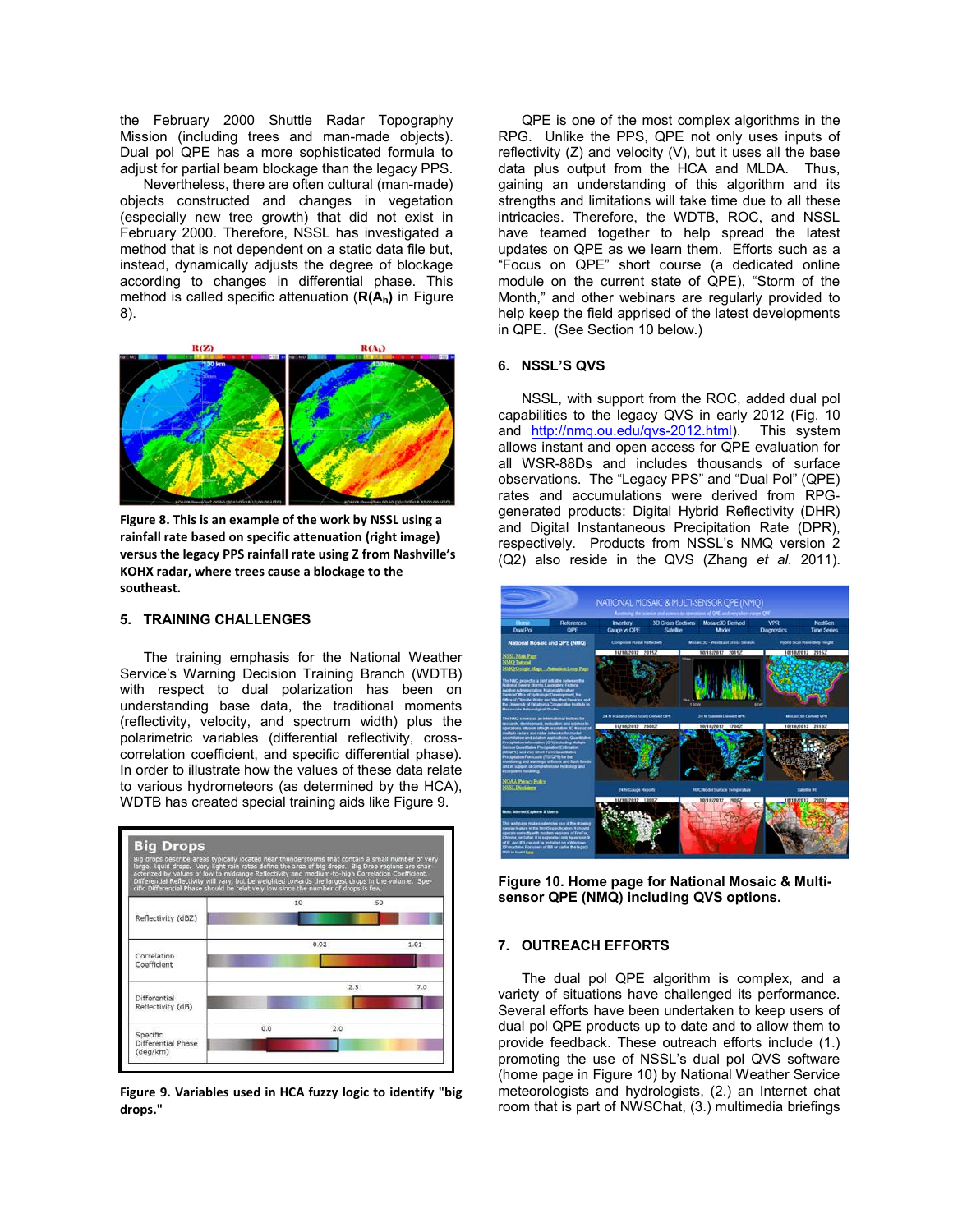the February 2000 Shuttle Radar Topography Mission (including trees and man-made objects). Dual pol QPE has a more sophisticated formula to adjust for partial beam blockage than the legacy PPS.

Nevertheless, there are often cultural (man-made) objects constructed and changes in vegetation (especially new tree growth) that did not exist in February 2000. Therefore, NSSL has investigated a method that is not dependent on a static data file but, instead, dynamically adjusts the degree of blockage according to changes in differential phase. This method is called specific attenuation (**R($A_h$)** in Figure 8).

**Figure 8. This is an example of the work by NSSL using a rainfall rate based on specific attenuation (right image) versus the legacy PPS rainfall rate using Z from Nashville's KOHX radar, where trees cause a blockage to the southeast.**

## 5. TRAINING CHALLENGES

The training emphasis for the National Weather Service's Warning Decision Training Branch (WDTB) with respect to dual polarization has been on understanding base data, the traditional moments (reflectivity, velocity, and spectrum width) plus the polarimetric variables (differential reflectivity, cross-correlation coefficient, and specific differential phase). In order to illustrate how the values of these data relate to various hydrometeors (as determined by the HCA), WDTB has created special training aids like Figure 9.

**Figure 9. Variables used in HCA fuzzy logic to identify "big drops."**

QPE is one of the most complex algorithms in the RPG. Unlike the PPS, QPE not only uses inputs of reflectivity (Z) and velocity (V), but it uses all the base data plus output from the HCA and MLDA. Thus, gaining an understanding of this algorithm and its strengths and limitations will take time due to all these intricacies. Therefore, the WDTB, ROC, and NSSL have teamed together to help spread the latest updates on QPE as we learn them. Efforts such as a "Focus on QPE" short course (a dedicated online module on the current state of QPE), "Storm of the Month," and other webinars are regularly provided to help keep the field apprised of the latest developments in QPE. (See Section 10 below.)

## 6. NSSL'S QVS

NSSL, with support from the ROC, added dual pol capabilities to the legacy QVS in early 2012 (Fig. 10 and http://nmq.ou.edu/qvs-2012.html). This system allows instant and open access for QPE evaluation for all WSR-88Ds and includes thousands of surface observations. The "Legacy PPS" and "Dual Pol" (QPE) rates and accumulations were derived from RPG-generated products: Digital Hybrid Reflectivity (DHR) and Digital Instantaneous Precipitation Rate (DPR), respectively. Products from NSSL's NMQ version 2 (Q2) also reside in the QVS (Zhang *et al.* 2011).

**Figure 10. Home page for National Mosaic & Multi-sensor QPE (NMQ) including QVS options.**

## 7. OUTREACH EFFORTS

The dual pol QPE algorithm is complex, and a variety of situations have challenged its performance. Several efforts have been undertaken to keep users of dual pol QPE products up to date and to allow them to provide feedback. These outreach efforts include (1.) promoting the use of NSSL's dual pol QVS software (home page in Figure 10) by National Weather Service meteorologists and hydrologists, (2.) an Internet chat room that is part of NWSChat, (3.) multimedia briefings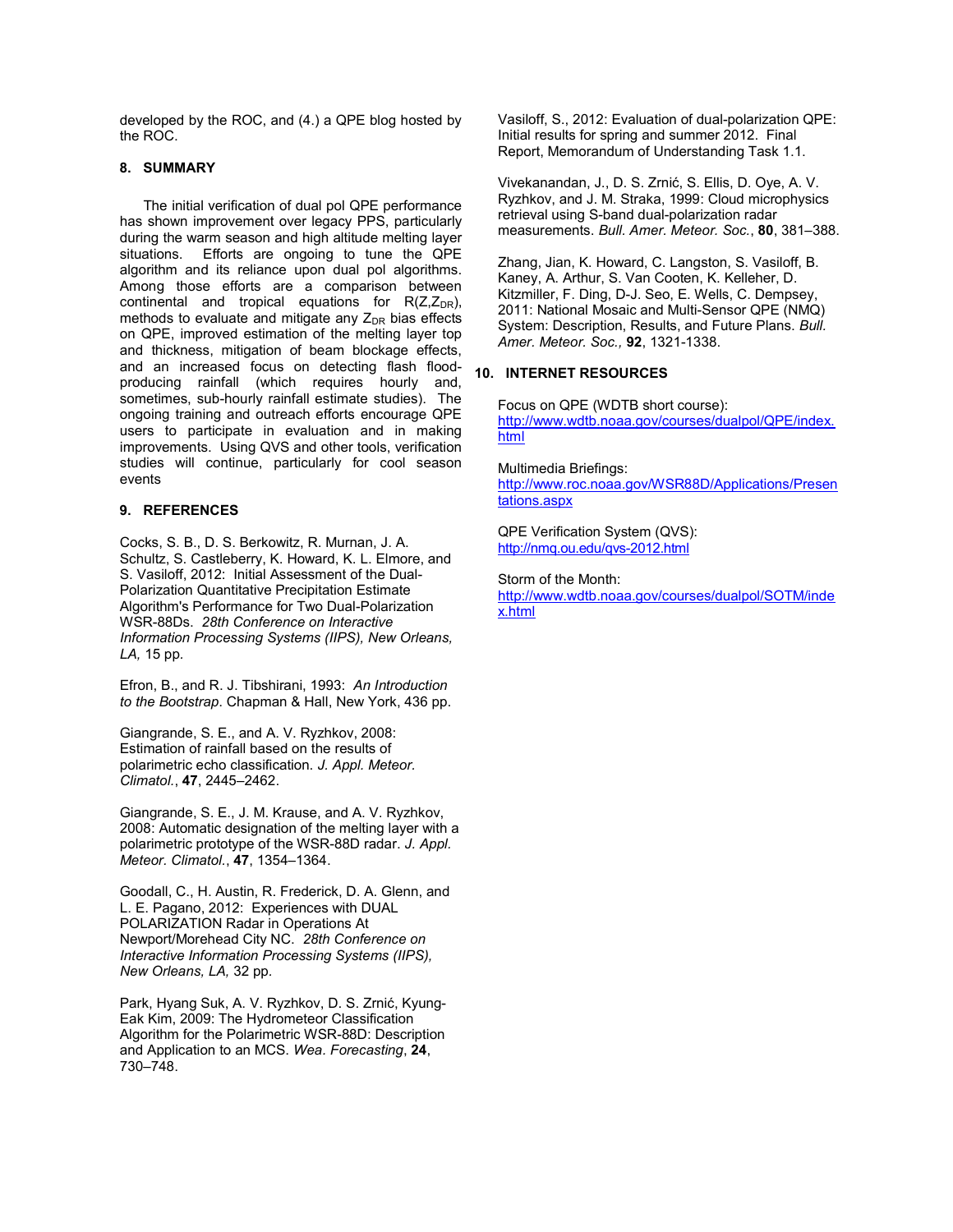developed by the ROC, and (4.) a QPE blog hosted by the ROC.

## 8. SUMMARY

The initial verification of dual pol QPE performance has shown improvement over legacy PPS, particularly during the warm season and high altitude melting layer situations. Efforts are ongoing to tune the QPE algorithm and its reliance upon dual pol algorithms. Among those efforts are a comparison between continental and tropical equations for $R(Z,Z_{DR})$, methods to evaluate and mitigate any $Z_{DR}$ bias effects on QPE, improved estimation of the melting layer top and thickness, mitigation of beam blockage effects, and an increased focus on detecting flash flood-producing rainfall (which requires hourly and, sometimes, sub-hourly rainfall estimate studies). The ongoing training and outreach efforts encourage QPE users to participate in evaluation and in making improvements. Using QVS and other tools, verification studies will continue, particularly for cool season events

## 9. REFERENCES

Cocks, S. B., D. S. Berkowitz, R. Murnan, J. A. Schultz, S. Castleberry, K. Howard, K. L. Elmore, and S. Vasiloff, 2012: Initial Assessment of the Dual-Polarization Quantitative Precipitation Estimate Algorithm's Performance for Two Dual-Polarization WSR-88Ds. *28th Conference on Interactive Information Processing Systems (IIPS), New Orleans, LA,* 15 pp.

Efron, B., and R. J. Tibshirani, 1993: *An Introduction to the Bootstrap*. Chapman & Hall, New York, 436 pp.

Giangrande, S. E., and A. V. Ryzhkov, 2008: Estimation of rainfall based on the results of polarimetric echo classification. *J. Appl. Meteor. Climatol.*, **47**, 2445–2462.

Giangrande, S. E., J. M. Krause, and A. V. Ryzhkov, 2008: Automatic designation of the melting layer with a polarimetric prototype of the WSR-88D radar. *J. Appl. Meteor. Climatol.*, **47**, 1354–1364.

Goodall, C., H. Austin, R. Frederick, D. A. Glenn, and L. E. Pagano, 2012: Experiences with DUAL POLARIZATION Radar in Operations At Newport/Morehead City NC. *28th Conference on Interactive Information Processing Systems (IIPS), New Orleans, LA,* 32 pp.

Park, Hyang Suk, A. V. Ryzhkov, D. S. Zrnić, Kyung-Eak Kim, 2009: The Hydrometeor Classification Algorithm for the Polarimetric WSR-88D: Description and Application to an MCS. *Wea. Forecasting*, **24**, 730–748.

Vasiloff, S., 2012: Evaluation of dual-polarization QPE: Initial results for spring and summer 2012. Final Report, Memorandum of Understanding Task 1.1.

Vivekanandan, J., D. S. Zrnić, S. Ellis, D. Oye, A. V. Ryzhkov, and J. M. Straka, 1999: Cloud microphysics retrieval using S-band dual-polarization radar measurements. *Bull. Amer. Meteor. Soc.*, **80**, 381–388.

Zhang, Jian, K. Howard, C. Langston, S. Vasiloff, B. Kaney, A. Arthur, S. Van Cooten, K. Kelleher, D. Kitzmiller, F. Ding, D-J. Seo, E. Wells, C. Dempsey, 2011: National Mosaic and Multi-Sensor QPE (NMQ) System: Description, Results, and Future Plans. *Bull. Amer. Meteor. Soc.,* **92**, 1321-1338.

## 10. INTERNET RESOURCES

Focus on QPE (WDTB short course):
http://www.wdtb.noaa.gov/courses/dualpol/QPE/index.html

Multimedia Briefings:
http://www.roc.noaa.gov/WSR88D/Applications/Presentations.aspx

QPE Verification System (QVS):
http://nmq.ou.edu/qvs-2012.html

Storm of the Month:
http://www.wdtb.noaa.gov/courses/dualpol/SOTM/index.html